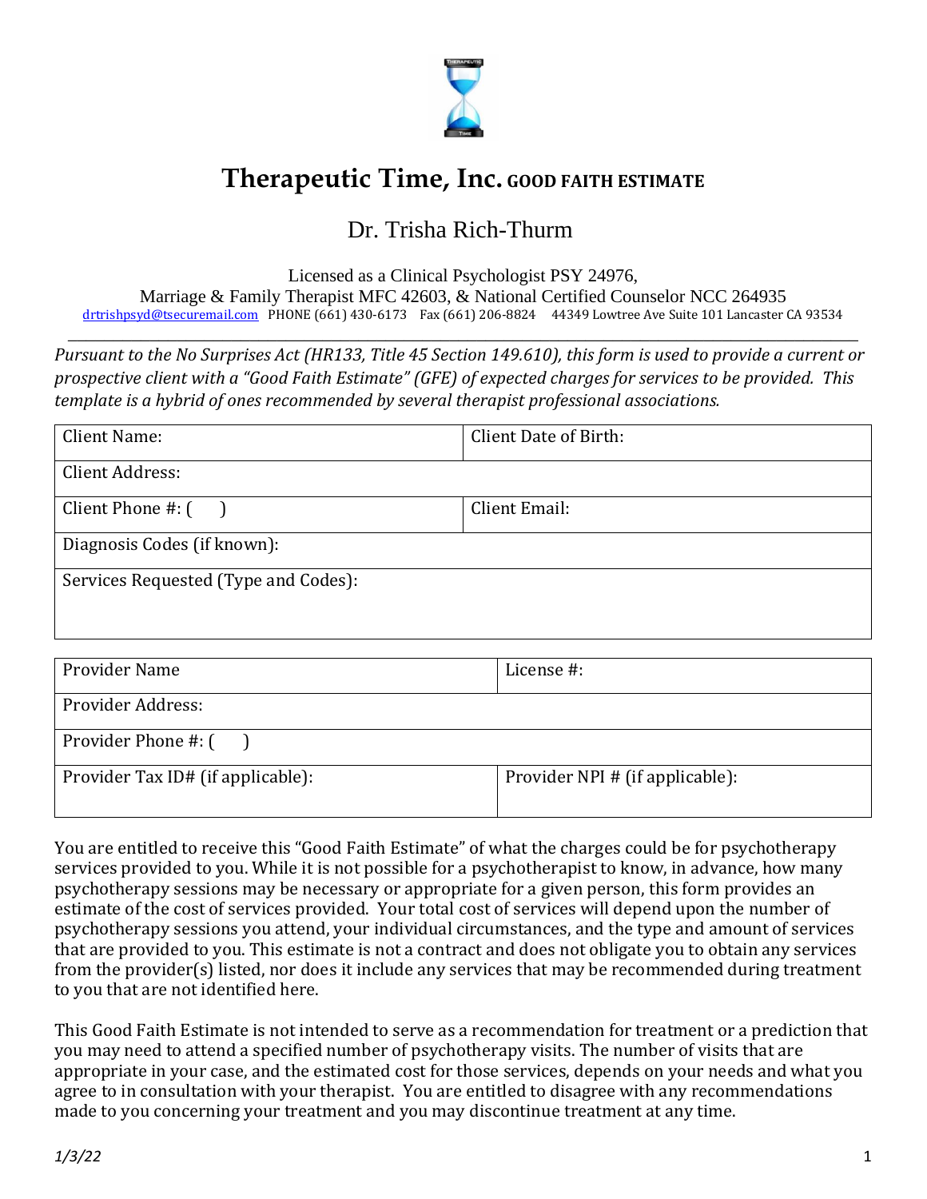# Therapeutic Time, Inc. GOOD FAITH ESTIMATE

## Dr. Trisha Rich-Thurm

Licensed as a Clinical Psychologist PSY 24976,
Marriage & Family Therapist MFC 42603, & National Certified Counselor NCC 264935
drtrishpsyd@tsecuremail.com PHONE (661) 430-6173 Fax (661) 206-8824 44349 Lowtree Ave Suite 101 Lancaster CA 93534

---

*Pursuant to the No Surprises Act (HR133, Title 45 Section 149.610), this form is used to provide a current or prospective client with a "Good Faith Estimate" (GFE) of expected charges for services to be provided. This template is a hybrid of ones recommended by several therapist professional associations.*

| Client Name: | Client Date of Birth: |
|---|---|
| Client Address: | |
| Client Phone #: ( ) | Client Email: |
| Diagnosis Codes (if known): | |
| Services Requested (Type and Codes): | |

| Provider Name | License #: |
|---|---|
| Provider Address: | |
| Provider Phone #: ( ) | |
| Provider Tax ID# (if applicable): | Provider NPI # (if applicable): |

You are entitled to receive this "Good Faith Estimate" of what the charges could be for psychotherapy services provided to you. While it is not possible for a psychotherapist to know, in advance, how many psychotherapy sessions may be necessary or appropriate for a given person, this form provides an estimate of the cost of services provided. Your total cost of services will depend upon the number of psychotherapy sessions you attend, your individual circumstances, and the type and amount of services that are provided to you. This estimate is not a contract and does not obligate you to obtain any services from the provider(s) listed, nor does it include any services that may be recommended during treatment to you that are not identified here.

This Good Faith Estimate is not intended to serve as a recommendation for treatment or a prediction that you may need to attend a specified number of psychotherapy visits. The number of visits that are appropriate in your case, and the estimated cost for those services, depends on your needs and what you agree to in consultation with your therapist. You are entitled to disagree with any recommendations made to you concerning your treatment and you may discontinue treatment at any time.

*1/3/22*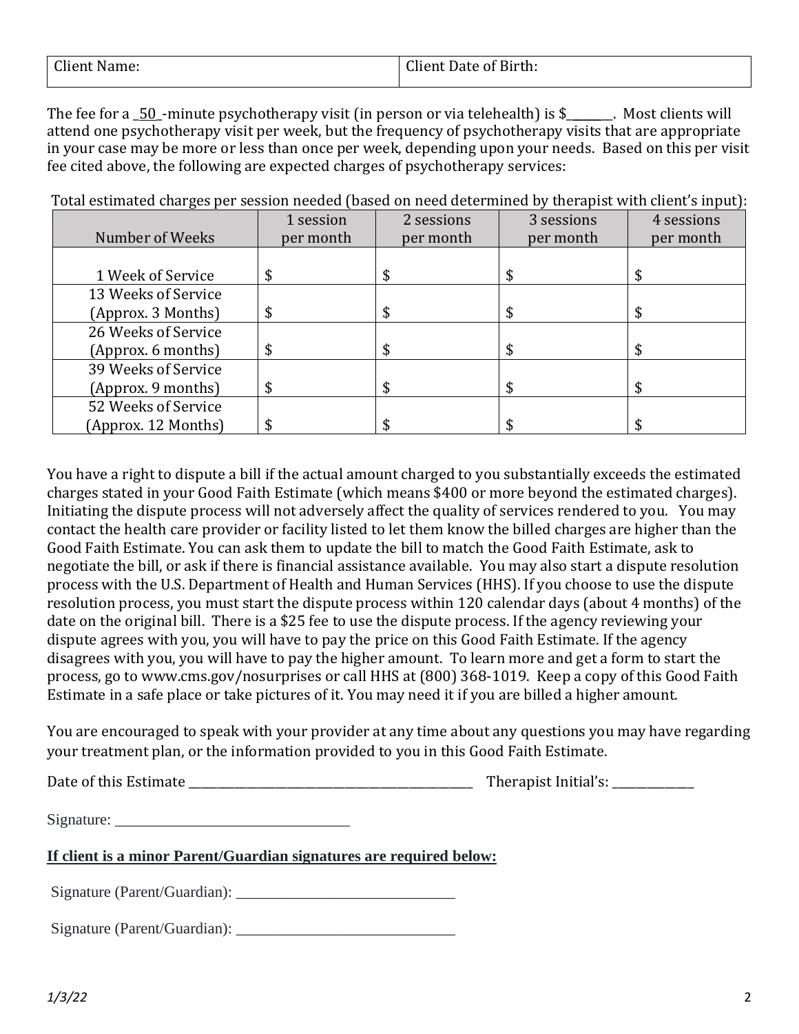| Client Name: | Client Date of Birth: |
|---|---|

The fee for a _50_-minute psychotherapy visit (in person or via telehealth) is $________. Most clients will attend one psychotherapy visit per week, but the frequency of psychotherapy visits that are appropriate in your case may be more or less than once per week, depending upon your needs. Based on this per visit fee cited above, the following are expected charges of psychotherapy services:

Total estimated charges per session needed (based on need determined by therapist with client's input):

| Number of Weeks | 1 session per month | 2 sessions per month | 3 sessions per month | 4 sessions per month |
|---|---|---|---|---|
| 1 Week of Service | $ | $ | $ | $ |
| 13 Weeks of Service (Approx. 3 Months) | $ | $ | $ | $ |
| 26 Weeks of Service (Approx. 6 months) | $ | $ | $ | $ |
| 39 Weeks of Service (Approx. 9 months) | $ | $ | $ | $ |
| 52 Weeks of Service (Approx. 12 Months) | $ | $ | $ | $ |

You have a right to dispute a bill if the actual amount charged to you substantially exceeds the estimated charges stated in your Good Faith Estimate (which means $400 or more beyond the estimated charges). Initiating the dispute process will not adversely affect the quality of services rendered to you. You may contact the health care provider or facility listed to let them know the billed charges are higher than the Good Faith Estimate. You can ask them to update the bill to match the Good Faith Estimate, ask to negotiate the bill, or ask if there is financial assistance available. You may also start a dispute resolution process with the U.S. Department of Health and Human Services (HHS). If you choose to use the dispute resolution process, you must start the dispute process within 120 calendar days (about 4 months) of the date on the original bill. There is a $25 fee to use the dispute process. If the agency reviewing your dispute agrees with you, you will have to pay the price on this Good Faith Estimate. If the agency disagrees with you, you will have to pay the higher amount. To learn more and get a form to start the process, go to www.cms.gov/nosurprises or call HHS at (800) 368-1019. Keep a copy of this Good Faith Estimate in a safe place or take pictures of it. You may need it if you are billed a higher amount.

You are encouraged to speak with your provider at any time about any questions you may have regarding your treatment plan, or the information provided to you in this Good Faith Estimate.

Date of this Estimate ______________________________ Therapist Initial's: ___________

Signature: ______________________________

**If client is a minor Parent/Guardian signatures are required below:**

Signature (Parent/Guardian): ______________________________

Signature (Parent/Guardian): ______________________________

*1/3/22*